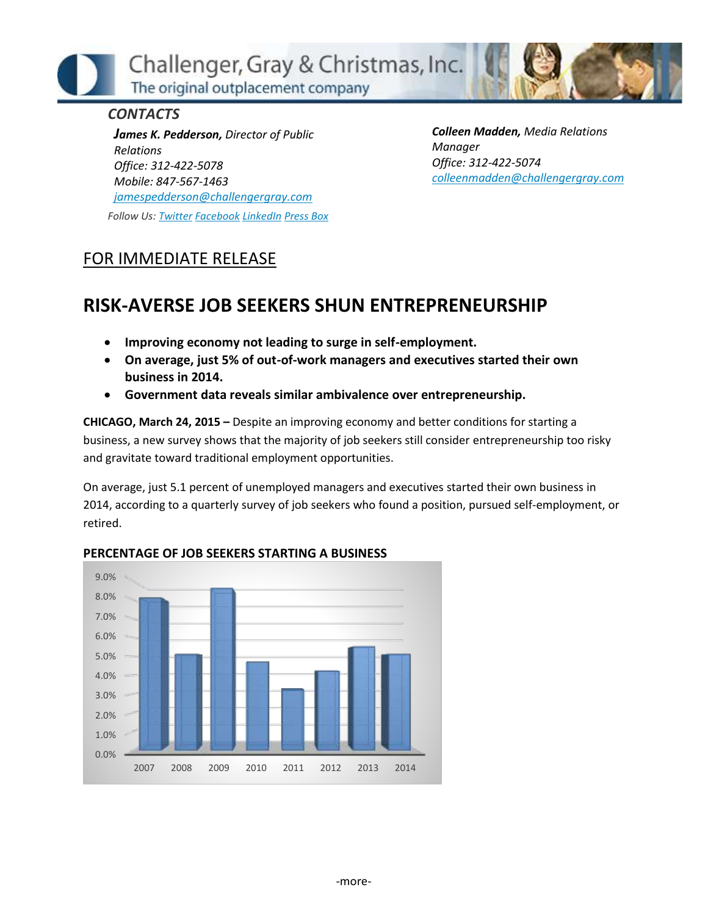Challenger, Gray & Christmas, Inc.
The original outplacement company

***CONTACTS***

***James K. Pedderson,*** *Director of Public Relations*
*Office: 312-422-5078*
*Mobile: 847-567-1463*
*jamespedderson@challengergray.com*

***Colleen Madden,*** *Media Relations Manager*
*Office: 312-422-5074*
*colleenmadden@challengergray.com*

*Follow Us: Twitter Facebook LinkedIn Press Box*

FOR IMMEDIATE RELEASE

# RISK-AVERSE JOB SEEKERS SHUN ENTREPRENEURSHIP

- **Improving economy not leading to surge in self-employment.**
- **On average, just 5% of out-of-work managers and executives started their own business in 2014.**
- **Government data reveals similar ambivalence over entrepreneurship.**

**CHICAGO, March 24, 2015 –** Despite an improving economy and better conditions for starting a business, a new survey shows that the majority of job seekers still consider entrepreneurship too risky and gravitate toward traditional employment opportunities.

On average, just 5.1 percent of unemployed managers and executives started their own business in 2014, according to a quarterly survey of job seekers who found a position, pursued self-employment, or retired.

**PERCENTAGE OF JOB SEEKERS STARTING A BUSINESS**

-more-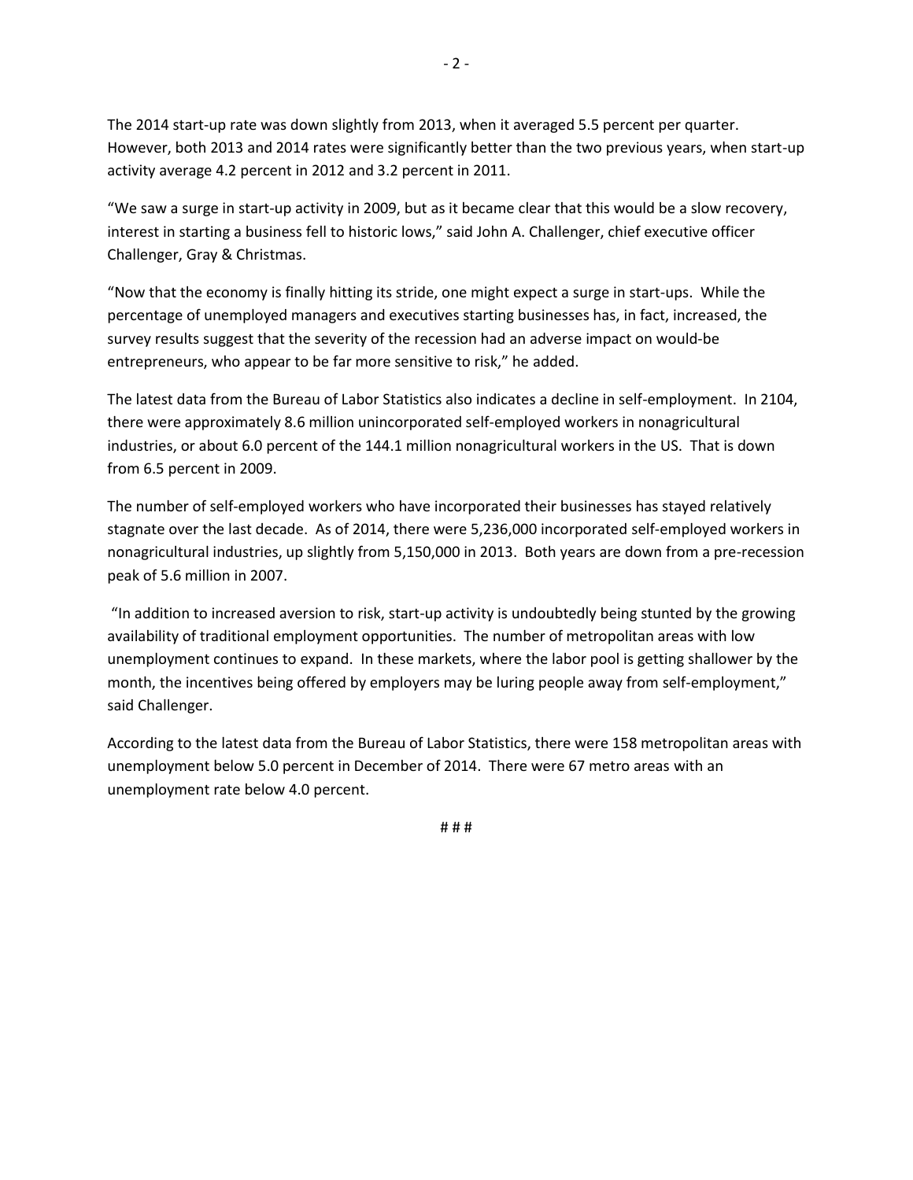The 2014 start-up rate was down slightly from 2013, when it averaged 5.5 percent per quarter. However, both 2013 and 2014 rates were significantly better than the two previous years, when start-up activity average 4.2 percent in 2012 and 3.2 percent in 2011.

"We saw a surge in start-up activity in 2009, but as it became clear that this would be a slow recovery, interest in starting a business fell to historic lows," said John A. Challenger, chief executive officer Challenger, Gray & Christmas.

"Now that the economy is finally hitting its stride, one might expect a surge in start-ups. While the percentage of unemployed managers and executives starting businesses has, in fact, increased, the survey results suggest that the severity of the recession had an adverse impact on would-be entrepreneurs, who appear to be far more sensitive to risk," he added.

The latest data from the Bureau of Labor Statistics also indicates a decline in self-employment. In 2104, there were approximately 8.6 million unincorporated self-employed workers in nonagricultural industries, or about 6.0 percent of the 144.1 million nonagricultural workers in the US. That is down from 6.5 percent in 2009.

The number of self-employed workers who have incorporated their businesses has stayed relatively stagnate over the last decade. As of 2014, there were 5,236,000 incorporated self-employed workers in nonagricultural industries, up slightly from 5,150,000 in 2013. Both years are down from a pre-recession peak of 5.6 million in 2007.

"In addition to increased aversion to risk, start-up activity is undoubtedly being stunted by the growing availability of traditional employment opportunities. The number of metropolitan areas with low unemployment continues to expand. In these markets, where the labor pool is getting shallower by the month, the incentives being offered by employers may be luring people away from self-employment," said Challenger.

According to the latest data from the Bureau of Labor Statistics, there were 158 metropolitan areas with unemployment below 5.0 percent in December of 2014. There were 67 metro areas with an unemployment rate below 4.0 percent.

# # #